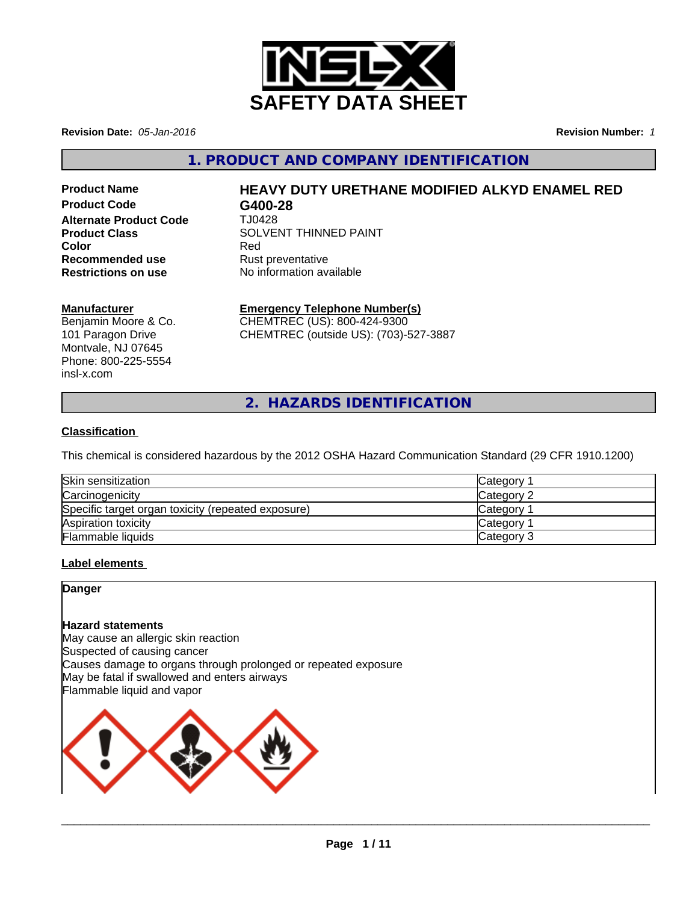# SAFETY DATA SHEET

**Revision Date:** *05-Jan-2016*

**Revision Number:** *1*

## 1. PRODUCT AND COMPANY IDENTIFICATION

| | |
|---|---|
| **Product Name** | **HEAVY DUTY URETHANE MODIFIED ALKYD ENAMEL RED** |
| **Product Code** | **G400-28** |
| **Alternate Product Code** | TJ0428 |
| **Product Class** | SOLVENT THINNED PAINT |
| **Color** | Red |
| **Recommended use** | Rust preventative |
| **Restrictions on use** | No information available |

**Manufacturer**
Benjamin Moore & Co.
101 Paragon Drive
Montvale, NJ 07645
Phone: 800-225-5554
insl-x.com

**Emergency Telephone Number(s)**
CHEMTREC (US): 800-424-9300
CHEMTREC (outside US): (703)-527-3887

## 2. HAZARDS IDENTIFICATION

### Classification

This chemical is considered hazardous by the 2012 OSHA Hazard Communication Standard (29 CFR 1910.1200)

| | |
|---|---|
| Skin sensitization | Category 1 |
| Carcinogenicity | Category 2 |
| Specific target organ toxicity (repeated exposure) | Category 1 |
| Aspiration toxicity | Category 1 |
| Flammable liquids | Category 3 |

### Label elements

**Danger**

**Hazard statements**
May cause an allergic skin reaction
Suspected of causing cancer
Causes damage to organs through prolonged or repeated exposure
May be fatal if swallowed and enters airways
Flammable liquid and vapor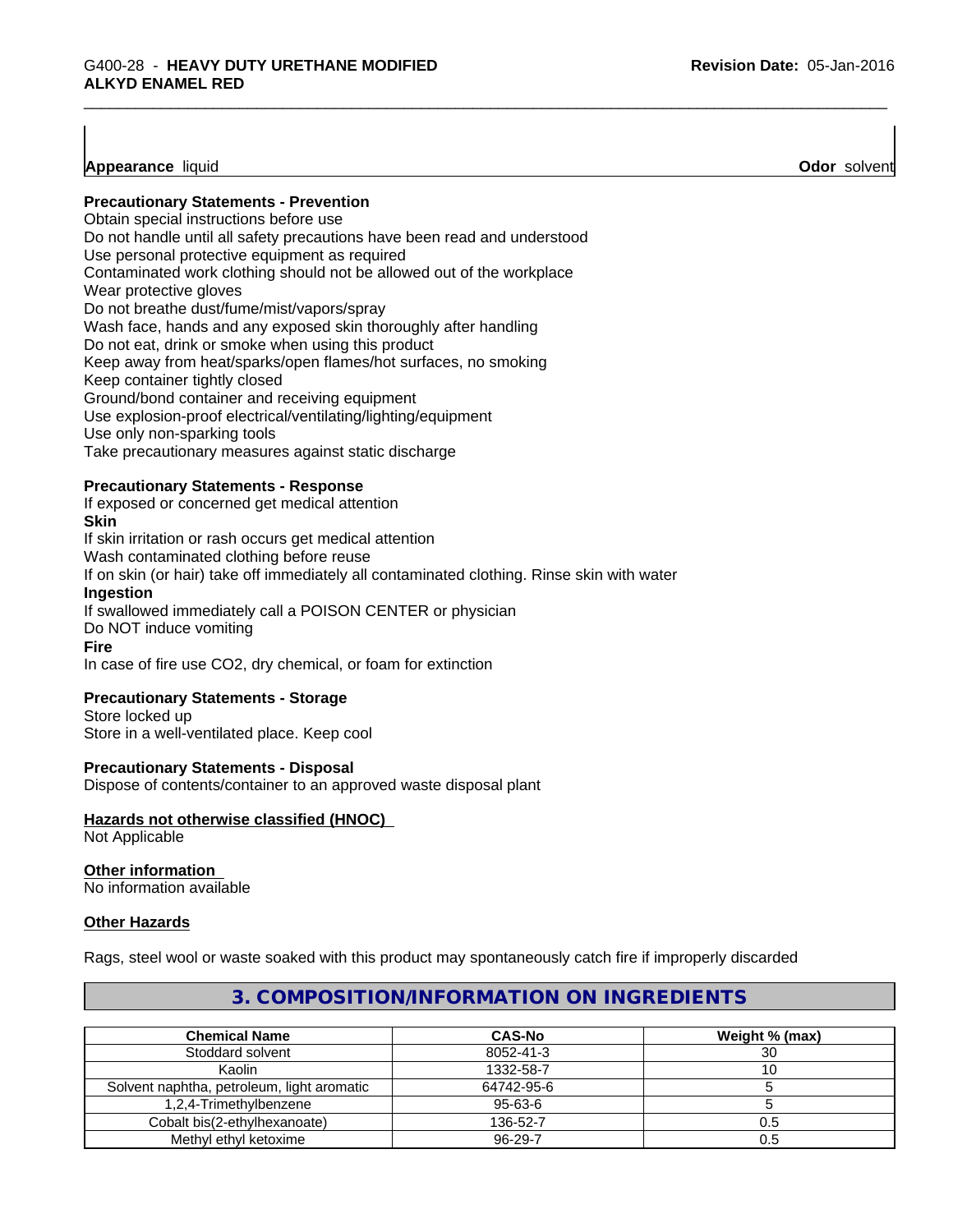**Appearance** liquid **Odor** solvent

**Precautionary Statements - Prevention**

Obtain special instructions before use
Do not handle until all safety precautions have been read and understood
Use personal protective equipment as required
Contaminated work clothing should not be allowed out of the workplace
Wear protective gloves
Do not breathe dust/fume/mist/vapors/spray
Wash face, hands and any exposed skin thoroughly after handling
Do not eat, drink or smoke when using this product
Keep away from heat/sparks/open flames/hot surfaces, no smoking
Keep container tightly closed
Ground/bond container and receiving equipment
Use explosion-proof electrical/ventilating/lighting/equipment
Use only non-sparking tools
Take precautionary measures against static discharge

**Precautionary Statements - Response**

If exposed or concerned get medical attention

**Skin**

If skin irritation or rash occurs get medical attention
Wash contaminated clothing before reuse
If on skin (or hair) take off immediately all contaminated clothing. Rinse skin with water

**Ingestion**

If swallowed immediately call a POISON CENTER or physician
Do NOT induce vomiting

**Fire**

In case of fire use CO2, dry chemical, or foam for extinction

**Precautionary Statements - Storage**

Store locked up
Store in a well-ventilated place. Keep cool

**Precautionary Statements - Disposal**

Dispose of contents/container to an approved waste disposal plant

**Hazards not otherwise classified (HNOC)**

Not Applicable

**Other information**

No information available

**Other Hazards**

Rags, steel wool or waste soaked with this product may spontaneously catch fire if improperly discarded

## 3. COMPOSITION/INFORMATION ON INGREDIENTS

| Chemical Name | CAS-No | Weight % (max) |
|---|---|---|
| Stoddard solvent | 8052-41-3 | 30 |
| Kaolin | 1332-58-7 | 10 |
| Solvent naphtha, petroleum, light aromatic | 64742-95-6 | 5 |
| 1,2,4-Trimethylbenzene | 95-63-6 | 5 |
| Cobalt bis(2-ethylhexanoate) | 136-52-7 | 0.5 |
| Methyl ethyl ketoxime | 96-29-7 | 0.5 |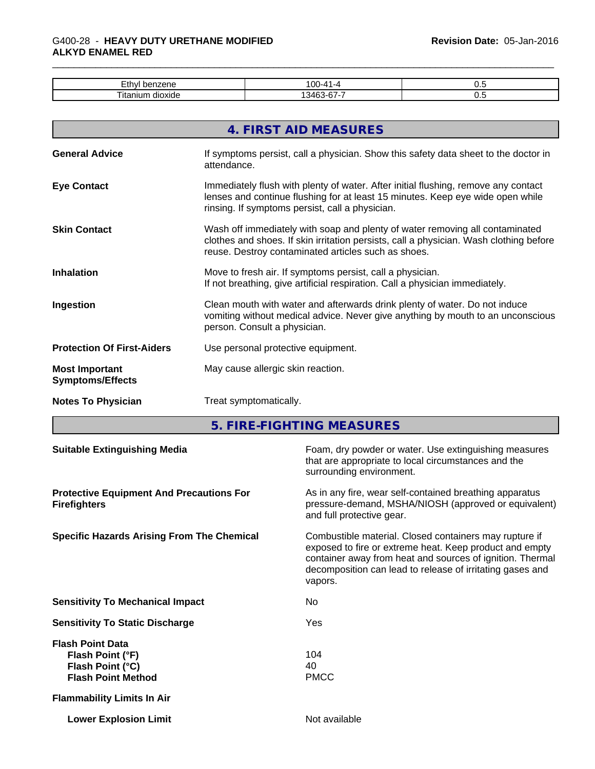| Ethyl benzene | 100-41-4 | 0.5 |
|---|---|---|
| Titanium dioxide | 13463-67-7 | 0.5 |

## 4. FIRST AID MEASURES

**General Advice** — If symptoms persist, call a physician. Show this safety data sheet to the doctor in attendance.

**Eye Contact** — Immediately flush with plenty of water. After initial flushing, remove any contact lenses and continue flushing for at least 15 minutes. Keep eye wide open while rinsing. If symptoms persist, call a physician.

**Skin Contact** — Wash off immediately with soap and plenty of water removing all contaminated clothes and shoes. If skin irritation persists, call a physician. Wash clothing before reuse. Destroy contaminated articles such as shoes.

**Inhalation** — Move to fresh air. If symptoms persist, call a physician.
If not breathing, give artificial respiration. Call a physician immediately.

**Ingestion** — Clean mouth with water and afterwards drink plenty of water. Do not induce vomiting without medical advice. Never give anything by mouth to an unconscious person. Consult a physician.

**Protection Of First-Aiders** — Use personal protective equipment.

**Most Important Symptoms/Effects** — May cause allergic skin reaction.

**Notes To Physician** — Treat symptomatically.

## 5. FIRE-FIGHTING MEASURES

**Suitable Extinguishing Media** — Foam, dry powder or water. Use extinguishing measures that are appropriate to local circumstances and the surrounding environment.

**Protective Equipment And Precautions For Firefighters** — As in any fire, wear self-contained breathing apparatus pressure-demand, MSHA/NIOSH (approved or equivalent) and full protective gear.

**Specific Hazards Arising From The Chemical** — Combustible material. Closed containers may rupture if exposed to fire or extreme heat. Keep product and empty container away from heat and sources of ignition. Thermal decomposition can lead to release of irritating gases and vapors.

**Sensitivity To Mechanical Impact** — No

**Sensitivity To Static Discharge** — Yes

**Flash Point Data**

- **Flash Point (°F)** — 104
- **Flash Point (°C)** — 40
- **Flash Point Method** — PMCC

**Flammability Limits In Air**

- **Lower Explosion Limit** — Not available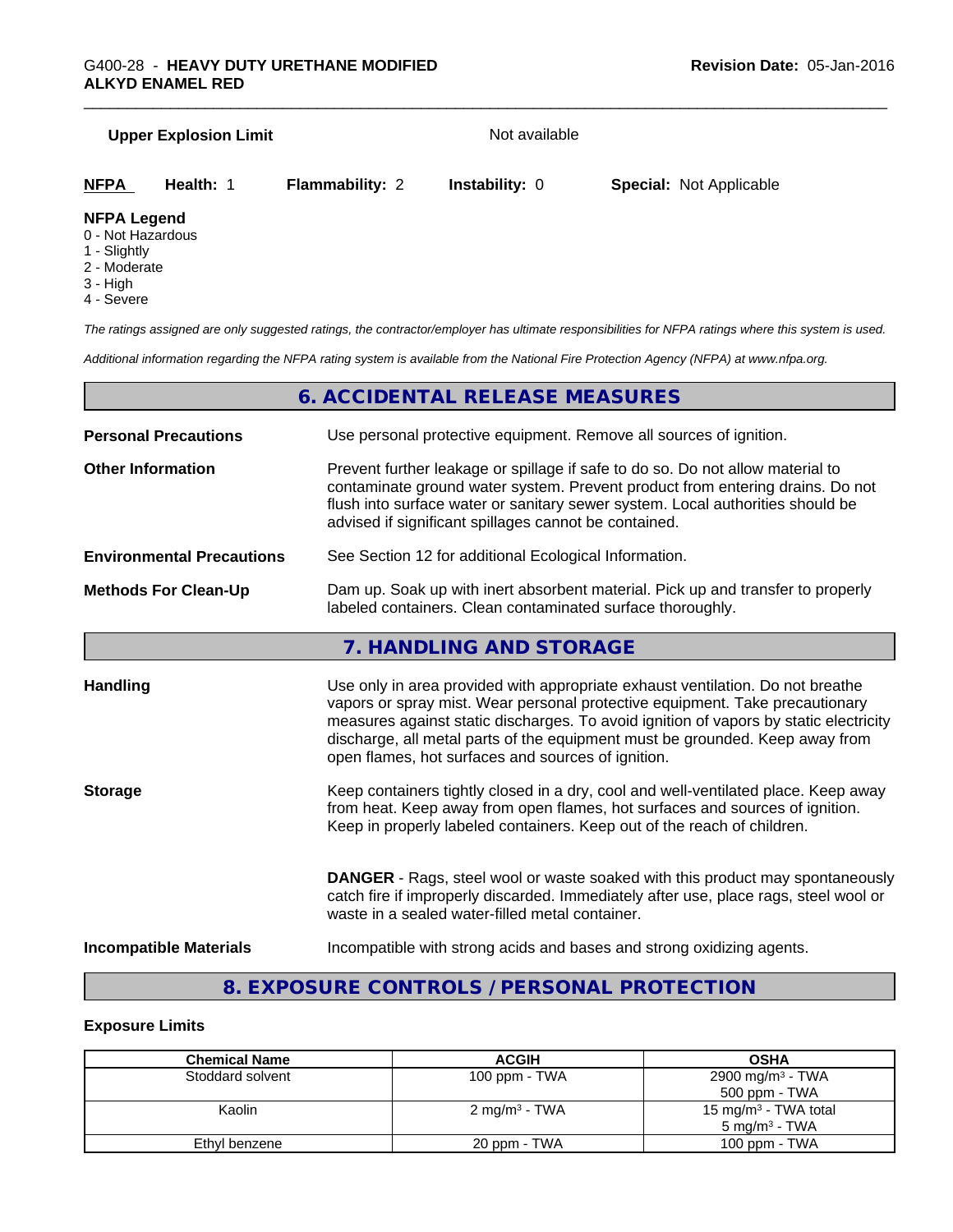**Upper Explosion Limit** Not available

**NFPA** **Health:** 1 **Flammability:** 2 **Instability:** 0 **Special:** Not Applicable

**NFPA Legend**
- 0 - Not Hazardous
- 1 - Slightly
- 2 - Moderate
- 3 - High
- 4 - Severe

*The ratings assigned are only suggested ratings, the contractor/employer has ultimate responsibilities for NFPA ratings where this system is used.*

*Additional information regarding the NFPA rating system is available from the National Fire Protection Agency (NFPA) at www.nfpa.org.*

## 6. ACCIDENTAL RELEASE MEASURES

**Personal Precautions** Use personal protective equipment. Remove all sources of ignition.

**Other Information** Prevent further leakage or spillage if safe to do so. Do not allow material to contaminate ground water system. Prevent product from entering drains. Do not flush into surface water or sanitary sewer system. Local authorities should be advised if significant spillages cannot be contained.

**Environmental Precautions** See Section 12 for additional Ecological Information.

**Methods For Clean-Up** Dam up. Soak up with inert absorbent material. Pick up and transfer to properly labeled containers. Clean contaminated surface thoroughly.

## 7. HANDLING AND STORAGE

**Handling** Use only in area provided with appropriate exhaust ventilation. Do not breathe vapors or spray mist. Wear personal protective equipment. Take precautionary measures against static discharges. To avoid ignition of vapors by static electricity discharge, all metal parts of the equipment must be grounded. Keep away from open flames, hot surfaces and sources of ignition.

**Storage** Keep containers tightly closed in a dry, cool and well-ventilated place. Keep away from heat. Keep away from open flames, hot surfaces and sources of ignition. Keep in properly labeled containers. Keep out of the reach of children.

**DANGER** - Rags, steel wool or waste soaked with this product may spontaneously catch fire if improperly discarded. Immediately after use, place rags, steel wool or waste in a sealed water-filled metal container.

**Incompatible Materials** Incompatible with strong acids and bases and strong oxidizing agents.

## 8. EXPOSURE CONTROLS / PERSONAL PROTECTION

### Exposure Limits

| Chemical Name | ACGIH | OSHA |
|---|---|---|
| Stoddard solvent | 100 ppm - TWA | 2900 mg/m³ - TWA<br>500 ppm - TWA |
| Kaolin | 2 mg/m³ - TWA | 15 mg/m³ - TWA total<br>5 mg/m³ - TWA |
| Ethyl benzene | 20 ppm - TWA | 100 ppm - TWA |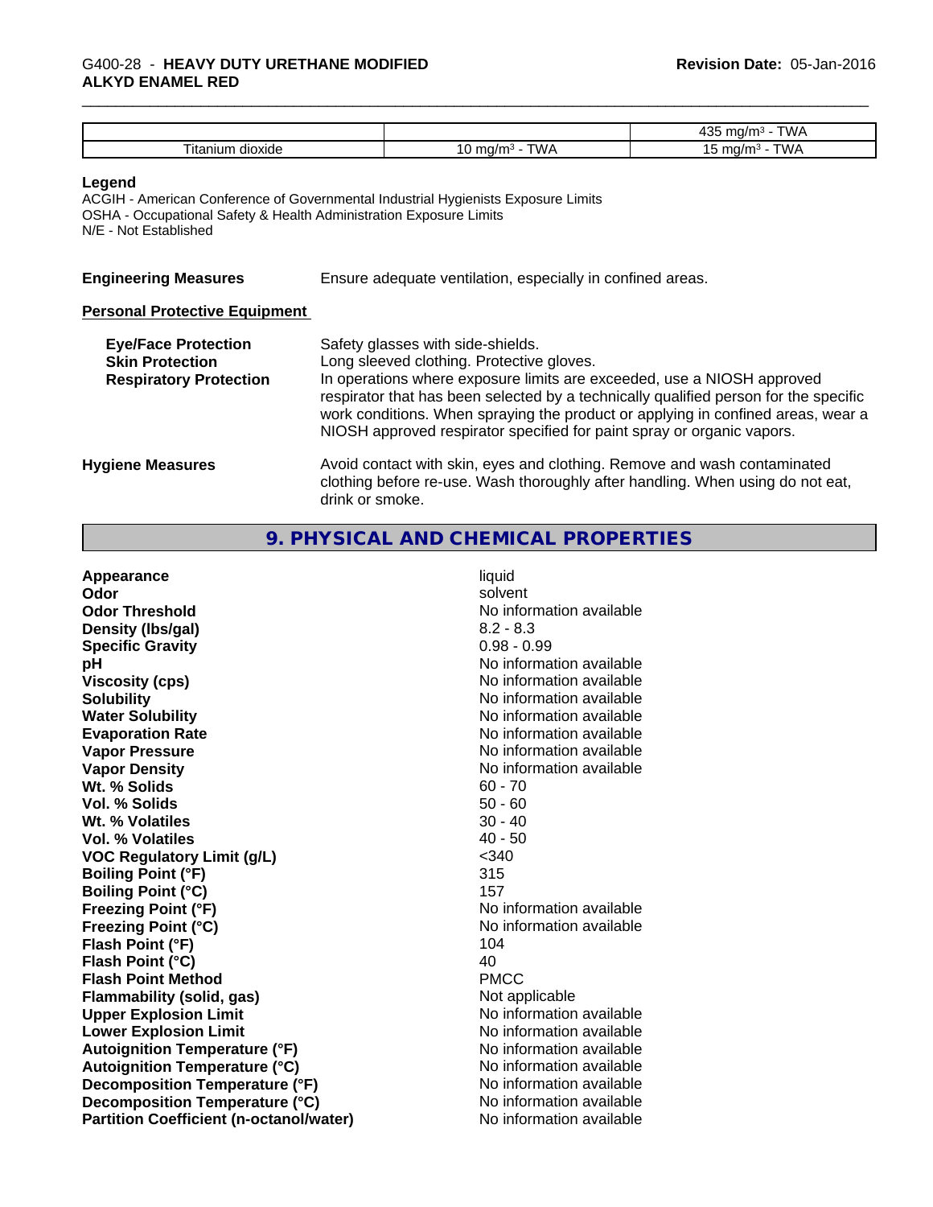|  |  | 435 mg/m³ - TWA |
|---|---|---|
| Titanium dioxide | 10 mg/m³ - TWA | 15 mg/m³ - TWA |

**Legend**

ACGIH - American Conference of Governmental Industrial Hygienists Exposure Limits
OSHA - Occupational Safety & Health Administration Exposure Limits
N/E - Not Established

**Engineering Measures** Ensure adequate ventilation, especially in confined areas.

**Personal Protective Equipment**

**Eye/Face Protection** Safety glasses with side-shields.

**Skin Protection** Long sleeved clothing. Protective gloves.

**Respiratory Protection** In operations where exposure limits are exceeded, use a NIOSH approved respirator that has been selected by a technically qualified person for the specific work conditions. When spraying the product or applying in confined areas, wear a NIOSH approved respirator specified for paint spray or organic vapors.

**Hygiene Measures** Avoid contact with skin, eyes and clothing. Remove and wash contaminated clothing before re-use. Wash thoroughly after handling. When using do not eat, drink or smoke.

## 9. PHYSICAL AND CHEMICAL PROPERTIES

| Property | Value |
|---|---|
| **Appearance** | liquid |
| **Odor** | solvent |
| **Odor Threshold** | No information available |
| **Density (lbs/gal)** | 8.2 - 8.3 |
| **Specific Gravity** | 0.98 - 0.99 |
| **pH** | No information available |
| **Viscosity (cps)** | No information available |
| **Solubility** | No information available |
| **Water Solubility** | No information available |
| **Evaporation Rate** | No information available |
| **Vapor Pressure** | No information available |
| **Vapor Density** | No information available |
| **Wt. % Solids** | 60 - 70 |
| **Vol. % Solids** | 50 - 60 |
| **Wt. % Volatiles** | 30 - 40 |
| **Vol. % Volatiles** | 40 - 50 |
| **VOC Regulatory Limit (g/L)** | <340 |
| **Boiling Point (°F)** | 315 |
| **Boiling Point (°C)** | 157 |
| **Freezing Point (°F)** | No information available |
| **Freezing Point (°C)** | No information available |
| **Flash Point (°F)** | 104 |
| **Flash Point (°C)** | 40 |
| **Flash Point Method** | PMCC |
| **Flammability (solid, gas)** | Not applicable |
| **Upper Explosion Limit** | No information available |
| **Lower Explosion Limit** | No information available |
| **Autoignition Temperature (°F)** | No information available |
| **Autoignition Temperature (°C)** | No information available |
| **Decomposition Temperature (°F)** | No information available |
| **Decomposition Temperature (°C)** | No information available |
| **Partition Coefficient (n-octanol/water)** | No information available |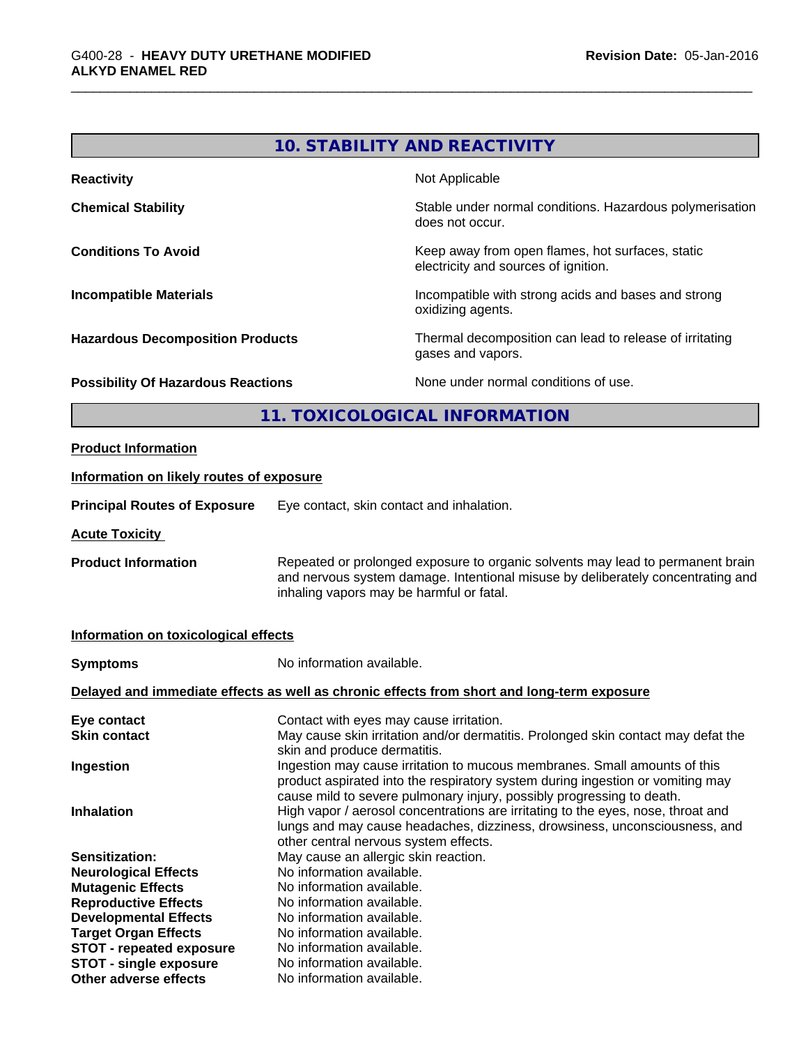## 10. STABILITY AND REACTIVITY

| | |
|---|---|
| **Reactivity** | Not Applicable |
| **Chemical Stability** | Stable under normal conditions. Hazardous polymerisation does not occur. |
| **Conditions To Avoid** | Keep away from open flames, hot surfaces, static electricity and sources of ignition. |
| **Incompatible Materials** | Incompatible with strong acids and bases and strong oxidizing agents. |
| **Hazardous Decomposition Products** | Thermal decomposition can lead to release of irritating gases and vapors. |
| **Possibility Of Hazardous Reactions** | None under normal conditions of use. |

## 11. TOXICOLOGICAL INFORMATION

**Product Information**

**Information on likely routes of exposure**

**Principal Routes of Exposure** Eye contact, skin contact and inhalation.

**Acute Toxicity**

**Product Information** Repeated or prolonged exposure to organic solvents may lead to permanent brain and nervous system damage. Intentional misuse by deliberately concentrating and inhaling vapors may be harmful or fatal.

**Information on toxicological effects**

**Symptoms** No information available.

**Delayed and immediate effects as well as chronic effects from short and long-term exposure**

| | |
|---|---|
| **Eye contact** | Contact with eyes may cause irritation. |
| **Skin contact** | May cause skin irritation and/or dermatitis. Prolonged skin contact may defat the skin and produce dermatitis. |
| **Ingestion** | Ingestion may cause irritation to mucous membranes. Small amounts of this product aspirated into the respiratory system during ingestion or vomiting may cause mild to severe pulmonary injury, possibly progressing to death. |
| **Inhalation** | High vapor / aerosol concentrations are irritating to the eyes, nose, throat and lungs and may cause headaches, dizziness, drowsiness, unconsciousness, and other central nervous system effects. |
| **Sensitization:** | May cause an allergic skin reaction. |
| **Neurological Effects** | No information available. |
| **Mutagenic Effects** | No information available. |
| **Reproductive Effects** | No information available. |
| **Developmental Effects** | No information available. |
| **Target Organ Effects** | No information available. |
| **STOT - repeated exposure** | No information available. |
| **STOT - single exposure** | No information available. |
| **Other adverse effects** | No information available. |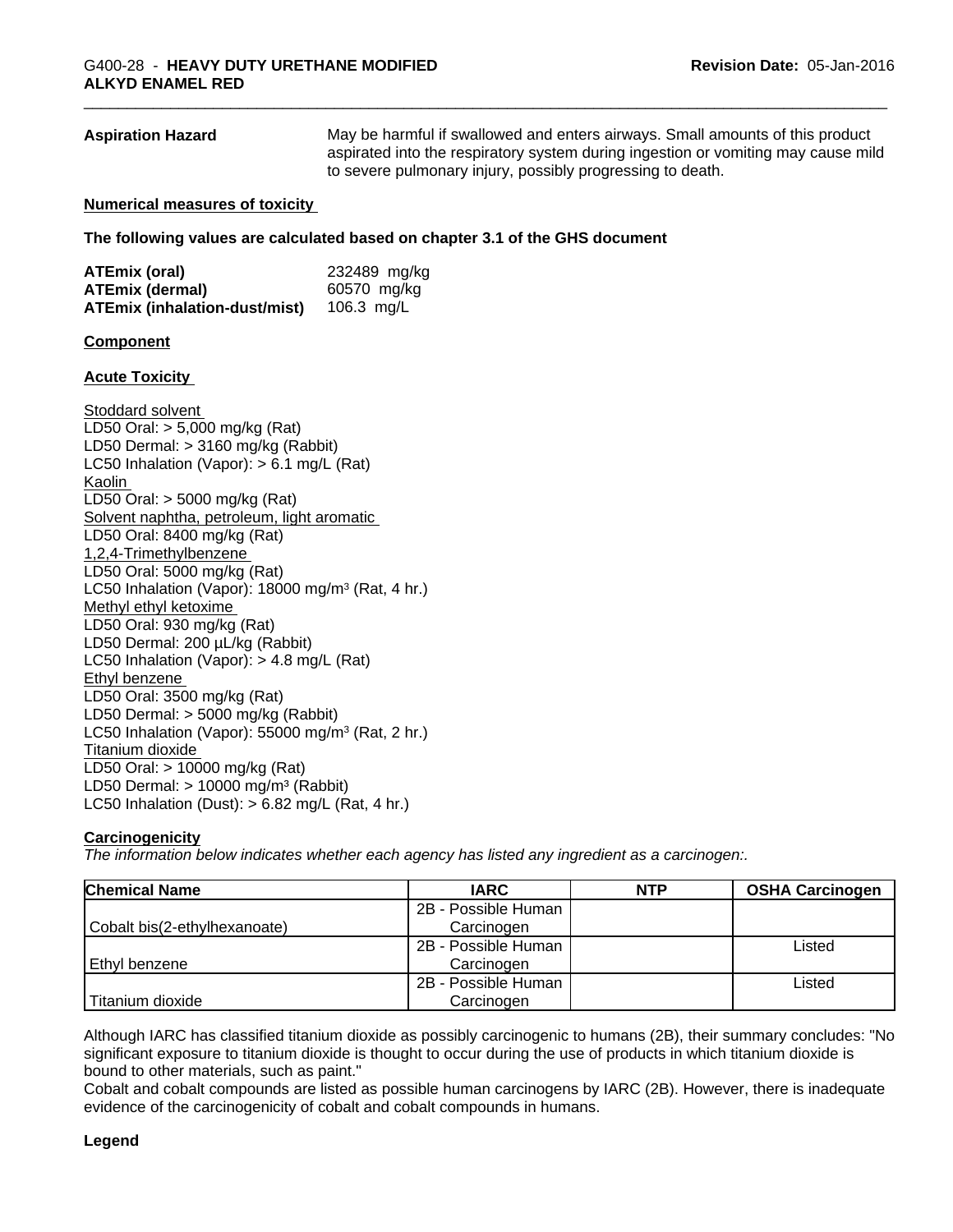**Aspiration Hazard** May be harmful if swallowed and enters airways. Small amounts of this product aspirated into the respiratory system during ingestion or vomiting may cause mild to severe pulmonary injury, possibly progressing to death.

**Numerical measures of toxicity**

**The following values are calculated based on chapter 3.1 of the GHS document**

| | |
|---|---|
| **ATEmix (oral)** | 232489 mg/kg |
| **ATEmix (dermal)** | 60570 mg/kg |
| **ATEmix (inhalation-dust/mist)** | 106.3 mg/L |

**Component**

**Acute Toxicity**

Stoddard solvent
LD50 Oral: > 5,000 mg/kg (Rat)
LD50 Dermal: > 3160 mg/kg (Rabbit)
LC50 Inhalation (Vapor): > 6.1 mg/L (Rat)
Kaolin
LD50 Oral: > 5000 mg/kg (Rat)
Solvent naphtha, petroleum, light aromatic
LD50 Oral: 8400 mg/kg (Rat)
1,2,4-Trimethylbenzene
LD50 Oral: 5000 mg/kg (Rat)
LC50 Inhalation (Vapor): 18000 mg/m³ (Rat, 4 hr.)
Methyl ethyl ketoxime
LD50 Oral: 930 mg/kg (Rat)
LD50 Dermal: 200 µL/kg (Rabbit)
LC50 Inhalation (Vapor): > 4.8 mg/L (Rat)
Ethyl benzene
LD50 Oral: 3500 mg/kg (Rat)
LD50 Dermal: > 5000 mg/kg (Rabbit)
LC50 Inhalation (Vapor): 55000 mg/m³ (Rat, 2 hr.)
Titanium dioxide
LD50 Oral: > 10000 mg/kg (Rat)
LD50 Dermal: > 10000 mg/m³ (Rabbit)
LC50 Inhalation (Dust): > 6.82 mg/L (Rat, 4 hr.)

**Carcinogenicity**
*The information below indicates whether each agency has listed any ingredient as a carcinogen:.*

| Chemical Name | IARC | NTP | OSHA Carcinogen |
|---|---|---|---|
| Cobalt bis(2-ethylhexanoate) | 2B - Possible Human Carcinogen | | |
| Ethyl benzene | 2B - Possible Human Carcinogen | | Listed |
| Titanium dioxide | 2B - Possible Human Carcinogen | | Listed |

Although IARC has classified titanium dioxide as possibly carcinogenic to humans (2B), their summary concludes: "No significant exposure to titanium dioxide is thought to occur during the use of products in which titanium dioxide is bound to other materials, such as paint."
Cobalt and cobalt compounds are listed as possible human carcinogens by IARC (2B). However, there is inadequate evidence of the carcinogenicity of cobalt and cobalt compounds in humans.

**Legend**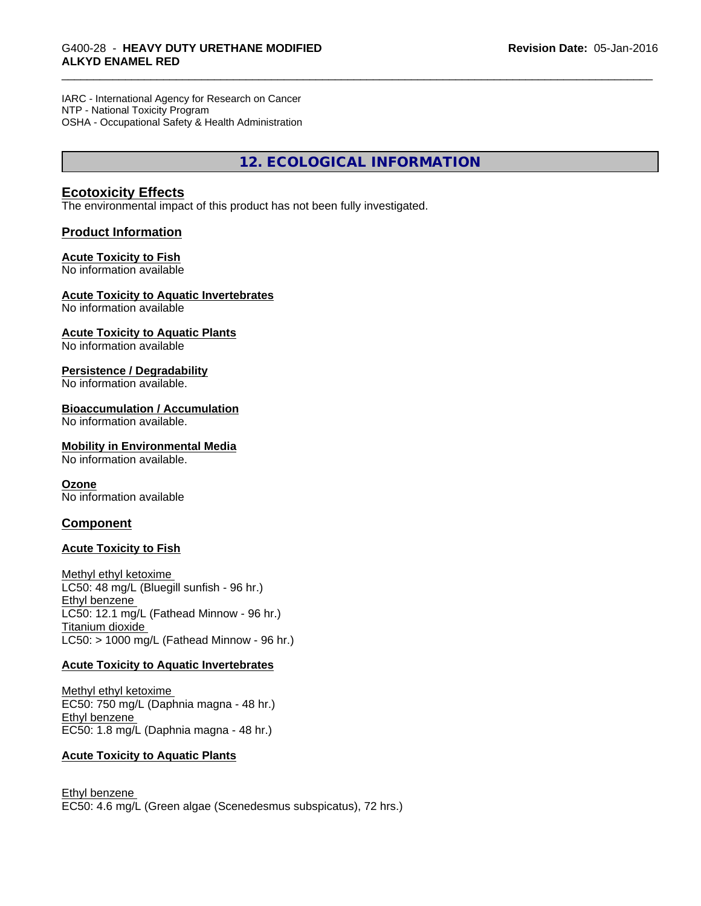IARC - International Agency for Research on Cancer
NTP - National Toxicity Program
OSHA - Occupational Safety & Health Administration

## 12. ECOLOGICAL INFORMATION

### Ecotoxicity Effects

The environmental impact of this product has not been fully investigated.

### Product Information

**Acute Toxicity to Fish**
No information available

**Acute Toxicity to Aquatic Invertebrates**
No information available

**Acute Toxicity to Aquatic Plants**
No information available

**Persistence / Degradability**
No information available.

**Bioaccumulation / Accumulation**
No information available.

**Mobility in Environmental Media**
No information available.

**Ozone**
No information available

### Component

**Acute Toxicity to Fish**

Methyl ethyl ketoxime
LC50: 48 mg/L (Bluegill sunfish - 96 hr.)
Ethyl benzene
LC50: 12.1 mg/L (Fathead Minnow - 96 hr.)
Titanium dioxide
LC50: > 1000 mg/L (Fathead Minnow - 96 hr.)

**Acute Toxicity to Aquatic Invertebrates**

Methyl ethyl ketoxime
EC50: 750 mg/L (Daphnia magna - 48 hr.)
Ethyl benzene
EC50: 1.8 mg/L (Daphnia magna - 48 hr.)

**Acute Toxicity to Aquatic Plants**

Ethyl benzene
EC50: 4.6 mg/L (Green algae (Scenedesmus subspicatus), 72 hrs.)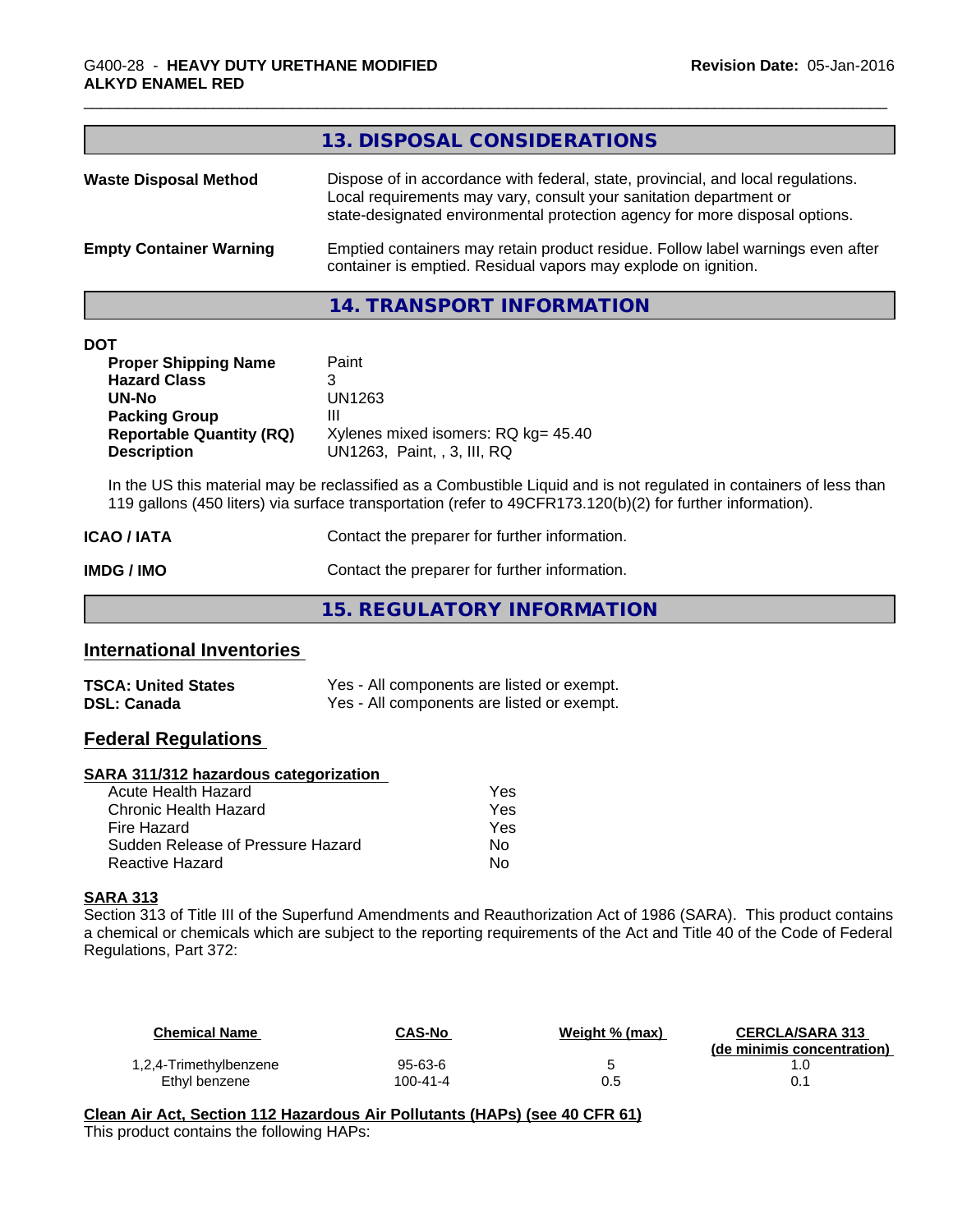## 13. DISPOSAL CONSIDERATIONS

**Waste Disposal Method** Dispose of in accordance with federal, state, provincial, and local regulations. Local requirements may vary, consult your sanitation department or state-designated environmental protection agency for more disposal options.

**Empty Container Warning** Emptied containers may retain product residue. Follow label warnings even after container is emptied. Residual vapors may explode on ignition.

## 14. TRANSPORT INFORMATION

**DOT**

| | |
|---|---|
| **Proper Shipping Name** | Paint |
| **Hazard Class** | 3 |
| **UN-No** | UN1263 |
| **Packing Group** | III |
| **Reportable Quantity (RQ)** | Xylenes mixed isomers: RQ kg= 45.40 |
| **Description** | UN1263, Paint, , 3, III, RQ |

In the US this material may be reclassified as a Combustible Liquid and is not regulated in containers of less than 119 gallons (450 liters) via surface transportation (refer to 49CFR173.120(b)(2) for further information).

**ICAO / IATA** Contact the preparer for further information.

**IMDG / IMO** Contact the preparer for further information.

## 15. REGULATORY INFORMATION

### International Inventories

| | |
|---|---|
| **TSCA: United States** | Yes - All components are listed or exempt. |
| **DSL: Canada** | Yes - All components are listed or exempt. |

### Federal Regulations

**SARA 311/312 hazardous categorization**

| | |
|---|---|
| Acute Health Hazard | Yes |
| Chronic Health Hazard | Yes |
| Fire Hazard | Yes |
| Sudden Release of Pressure Hazard | No |
| Reactive Hazard | No |

**SARA 313**

Section 313 of Title III of the Superfund Amendments and Reauthorization Act of 1986 (SARA). This product contains a chemical or chemicals which are subject to the reporting requirements of the Act and Title 40 of the Code of Federal Regulations, Part 372:

| Chemical Name | CAS-No | Weight % (max) | CERCLA/SARA 313 (de minimis concentration) |
|---|---|---|---|
| 1,2,4-Trimethylbenzene | 95-63-6 | 5 | 1.0 |
| Ethyl benzene | 100-41-4 | 0.5 | 0.1 |

**Clean Air Act, Section 112 Hazardous Air Pollutants (HAPs) (see 40 CFR 61)**

This product contains the following HAPs: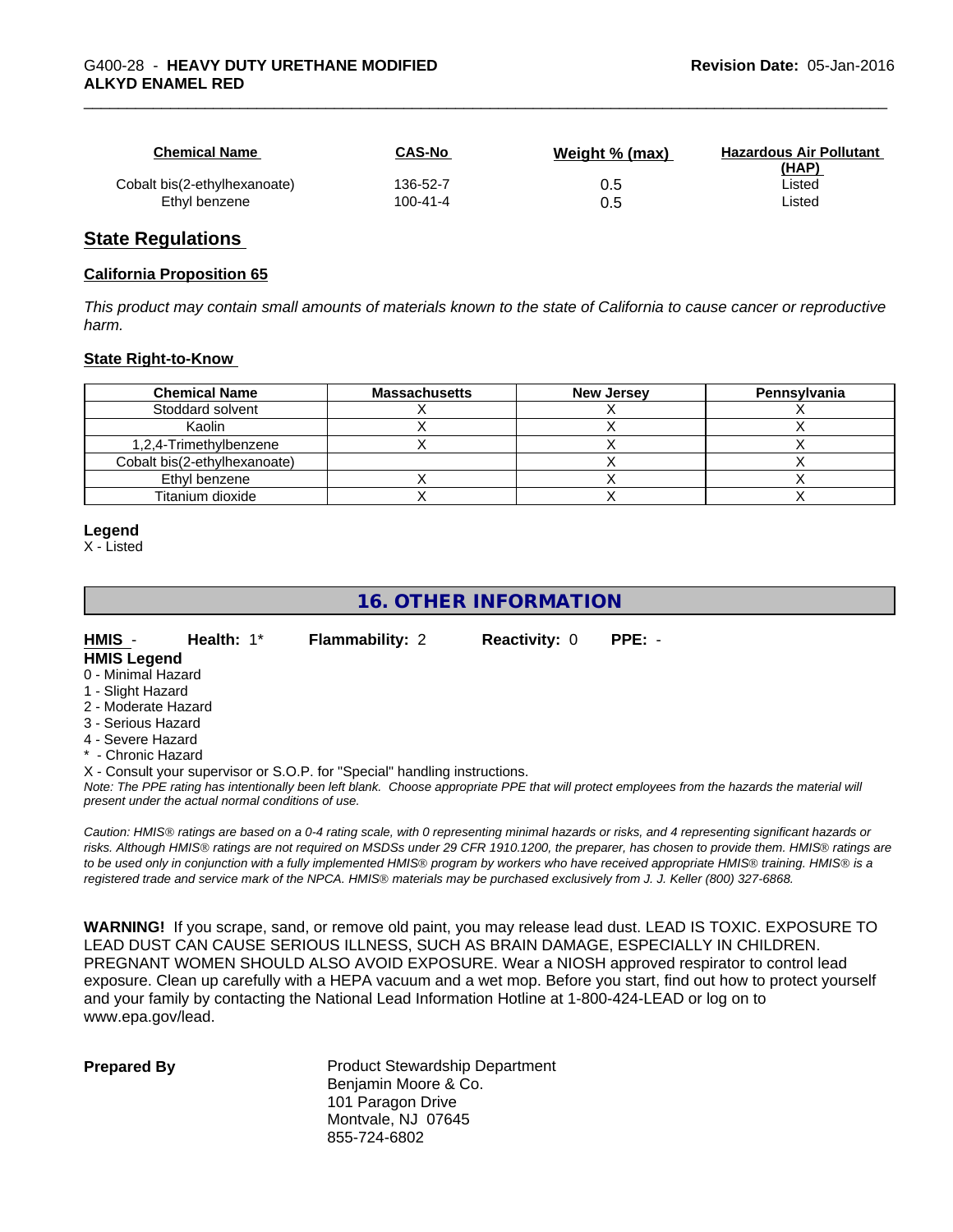| Chemical Name | CAS-No | Weight % (max) | Hazardous Air Pollutant (HAP) |
| --- | --- | --- | --- |
| Cobalt bis(2-ethylhexanoate) | 136-52-7 | 0.5 | Listed |
| Ethyl benzene | 100-41-4 | 0.5 | Listed |

## State Regulations

### California Proposition 65

*This product may contain small amounts of materials known to the state of California to cause cancer or reproductive harm.*

### State Right-to-Know

| Chemical Name | Massachusetts | New Jersey | Pennsylvania |
| --- | --- | --- | --- |
| Stoddard solvent | X | X | X |
| Kaolin | X | X | X |
| 1,2,4-Trimethylbenzene | X | X | X |
| Cobalt bis(2-ethylhexanoate) | | X | X |
| Ethyl benzene | X | X | X |
| Titanium dioxide | X | X | X |

**Legend**

X - Listed

# 16. OTHER INFORMATION

**HMIS** - **Health:** 1* **Flammability:** 2 **Reactivity:** 0 **PPE:** -

**HMIS Legend**

0 - Minimal Hazard
1 - Slight Hazard
2 - Moderate Hazard
3 - Serious Hazard
4 - Severe Hazard
* - Chronic Hazard
X - Consult your supervisor or S.O.P. for "Special" handling instructions.

*Note: The PPE rating has intentionally been left blank. Choose appropriate PPE that will protect employees from the hazards the material will present under the actual normal conditions of use.*

*Caution: HMIS® ratings are based on a 0-4 rating scale, with 0 representing minimal hazards or risks, and 4 representing significant hazards or risks. Although HMIS® ratings are not required on MSDSs under 29 CFR 1910.1200, the preparer, has chosen to provide them. HMIS® ratings are to be used only in conjunction with a fully implemented HMIS® program by workers who have received appropriate HMIS® training. HMIS® is a registered trade and service mark of the NPCA. HMIS® materials may be purchased exclusively from J. J. Keller (800) 327-6868.*

**WARNING!** If you scrape, sand, or remove old paint, you may release lead dust. LEAD IS TOXIC. EXPOSURE TO LEAD DUST CAN CAUSE SERIOUS ILLNESS, SUCH AS BRAIN DAMAGE, ESPECIALLY IN CHILDREN. PREGNANT WOMEN SHOULD ALSO AVOID EXPOSURE. Wear a NIOSH approved respirator to control lead exposure. Clean up carefully with a HEPA vacuum and a wet mop. Before you start, find out how to protect yourself and your family by contacting the National Lead Information Hotline at 1-800-424-LEAD or log on to www.epa.gov/lead.

**Prepared By**

Product Stewardship Department
Benjamin Moore & Co.
101 Paragon Drive
Montvale, NJ 07645
855-724-6802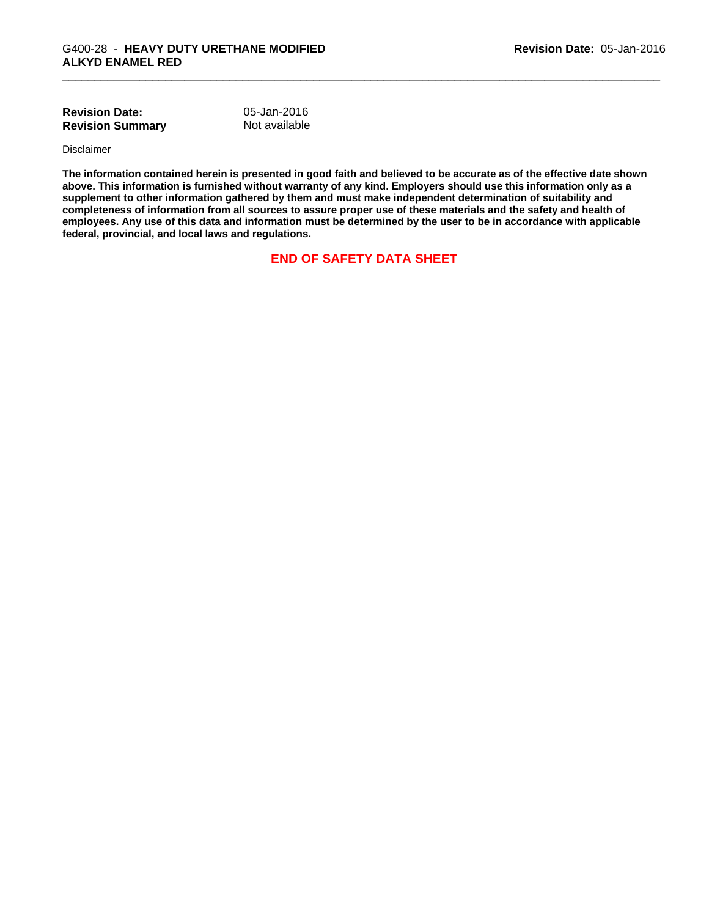| | |
|---|---|
| **Revision Date:** | 05-Jan-2016 |
| **Revision Summary** | Not available |

Disclaimer

**The information contained herein is presented in good faith and believed to be accurate as of the effective date shown above. This information is furnished without warranty of any kind. Employers should use this information only as a supplement to other information gathered by them and must make independent determination of suitability and completeness of information from all sources to assure proper use of these materials and the safety and health of employees. Any use of this data and information must be determined by the user to be in accordance with applicable federal, provincial, and local laws and regulations.**

**END OF SAFETY DATA SHEET**